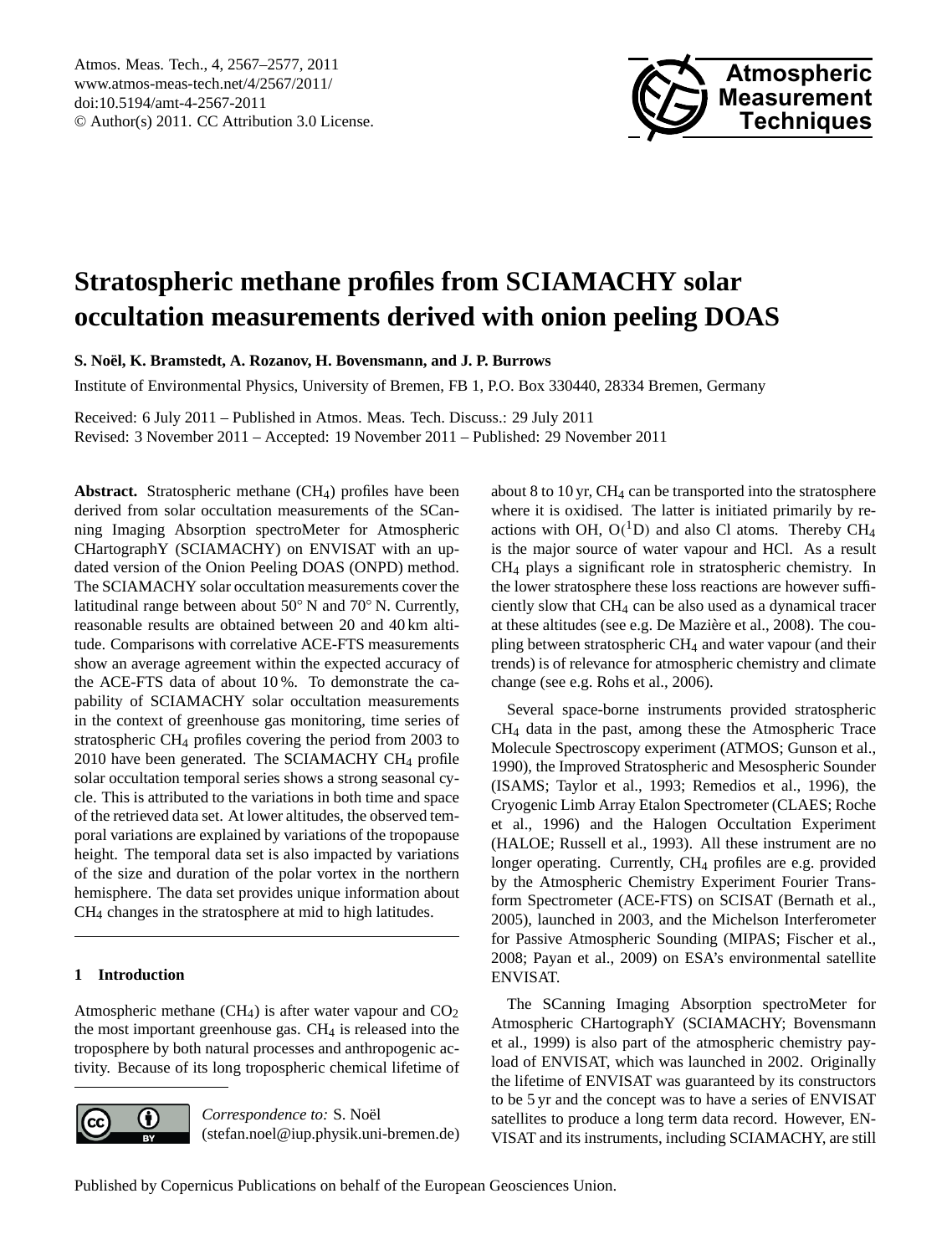# Stratospheric methane profiles from SCIAMACHY solar occultation measurements derived with onion peeling DOAS

**S. Noël, K. Bramstedt, A. Rozanov, H. Bovensmann, and J. P. Burrows**

Institute of Environmental Physics, University of Bremen, FB 1, P.O. Box 330440, 28334 Bremen, Germany

Received: 6 July 2011 – Published in Atmos. Meas. Tech. Discuss.: 29 July 2011
Revised: 3 November 2011 – Accepted: 19 November 2011 – Published: 29 November 2011

**Abstract.** Stratospheric methane ($CH_4$) profiles have been derived from solar occultation measurements of the SCanning Imaging Absorption spectroMeter for Atmospheric CHartographY (SCIAMACHY) on ENVISAT with an updated version of the Onion Peeling DOAS (ONPD) method. The SCIAMACHY solar occultation measurements cover the latitudinal range between about 50° N and 70° N. Currently, reasonable results are obtained between 20 and 40 km altitude. Comparisons with correlative ACE-FTS measurements show an average agreement within the expected accuracy of the ACE-FTS data of about 10 %. To demonstrate the capability of SCIAMACHY solar occultation measurements in the context of greenhouse gas monitoring, time series of stratospheric $CH_4$ profiles covering the period from 2003 to 2010 have been generated. The SCIAMACHY $CH_4$ profile solar occultation temporal series shows a strong seasonal cycle. This is attributed to the variations in both time and space of the retrieved data set. At lower altitudes, the observed temporal variations are explained by variations of the tropopause height. The temporal data set is also impacted by variations of the size and duration of the polar vortex in the northern hemisphere. The data set provides unique information about $CH_4$ changes in the stratosphere at mid to high latitudes.

## 1 Introduction

Atmospheric methane ($CH_4$) is after water vapour and $CO_2$ the most important greenhouse gas. $CH_4$ is released into the troposphere by both natural processes and anthropogenic activity. Because of its long tropospheric chemical lifetime of about 8 to 10 yr, $CH_4$ can be transported into the stratosphere where it is oxidised. The latter is initiated primarily by reactions with OH, $O(^1D)$ and also Cl atoms. Thereby $CH_4$ is the major source of water vapour and HCl. As a result $CH_4$ plays a significant role in stratospheric chemistry. In the lower stratosphere these loss reactions are however sufficiently slow that $CH_4$ can be also used as a dynamical tracer at these altitudes (see e.g. De Mazière et al., 2008). The coupling between stratospheric $CH_4$ and water vapour (and their trends) is of relevance for atmospheric chemistry and climate change (see e.g. Rohs et al., 2006).

Several space-borne instruments provided stratospheric $CH_4$ data in the past, among these the Atmospheric Trace Molecule Spectroscopy experiment (ATMOS; Gunson et al., 1990), the Improved Stratospheric and Mesospheric Sounder (ISAMS; Taylor et al., 1993; Remedios et al., 1996), the Cryogenic Limb Array Etalon Spectrometer (CLAES; Roche et al., 1996) and the Halogen Occultation Experiment (HALOE; Russell et al., 1993). All these instrument are no longer operating. Currently, $CH_4$ profiles are e.g. provided by the Atmospheric Chemistry Experiment Fourier Transform Spectrometer (ACE-FTS) on SCISAT (Bernath et al., 2005), launched in 2003, and the Michelson Interferometer for Passive Atmospheric Sounding (MIPAS; Fischer et al., 2008; Payan et al., 2009) on ESA's environmental satellite ENVISAT.

The SCanning Imaging Absorption spectroMeter for Atmospheric CHartographY (SCIAMACHY; Bovensmann et al., 1999) is also part of the atmospheric chemistry payload of ENVISAT, which was launched in 2002. Originally the lifetime of ENVISAT was guaranteed by its constructors to be 5 yr and the concept was to have a series of ENVISAT satellites to produce a long term data record. However, ENVISAT and its instruments, including SCIAMACHY, are still

*Correspondence to:* S. Noël
(stefan.noel@iup.physik.uni-bremen.de)

Published by Copernicus Publications on behalf of the European Geosciences Union.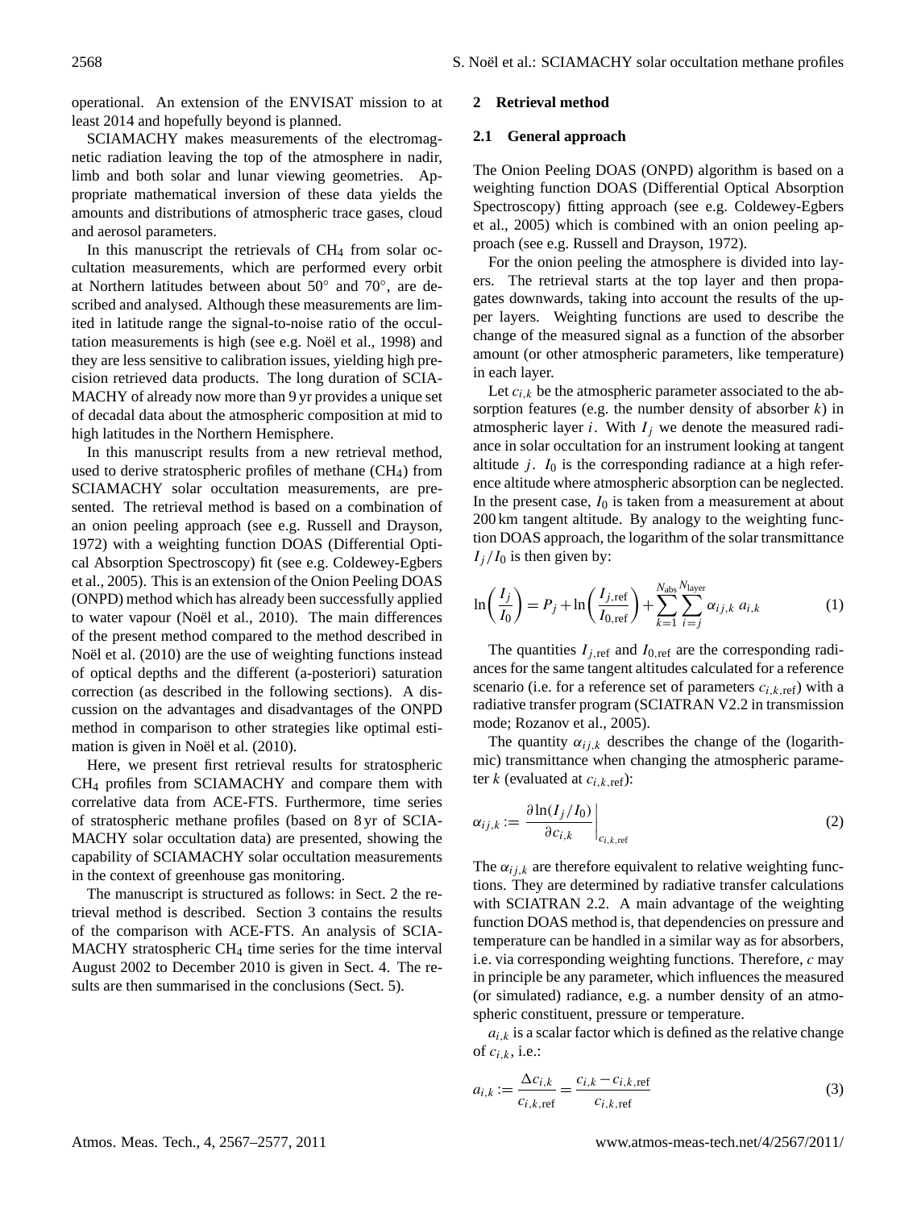operational. An extension of the ENVISAT mission to at least 2014 and hopefully beyond is planned.

SCIAMACHY makes measurements of the electromagnetic radiation leaving the top of the atmosphere in nadir, limb and both solar and lunar viewing geometries. Appropriate mathematical inversion of these data yields the amounts and distributions of atmospheric trace gases, cloud and aerosol parameters.

In this manuscript the retrievals of $CH_4$ from solar occultation measurements, which are performed every orbit at Northern latitudes between about 50° and 70°, are described and analysed. Although these measurements are limited in latitude range the signal-to-noise ratio of the occultation measurements is high (see e.g. Noël et al., 1998) and they are less sensitive to calibration issues, yielding high precision retrieved data products. The long duration of SCIAMACHY of already now more than 9 yr provides a unique set of decadal data about the atmospheric composition at mid to high latitudes in the Northern Hemisphere.

In this manuscript results from a new retrieval method, used to derive stratospheric profiles of methane ($CH_4$) from SCIAMACHY solar occultation measurements, are presented. The retrieval method is based on a combination of an onion peeling approach (see e.g. Russell and Drayson, 1972) with a weighting function DOAS (Differential Optical Absorption Spectroscopy) fit (see e.g. Coldewey-Egbers et al., 2005). This is an extension of the Onion Peeling DOAS (ONPD) method which has already been successfully applied to water vapour (Noël et al., 2010). The main differences of the present method compared to the method described in Noël et al. (2010) are the use of weighting functions instead of optical depths and the different (a-posteriori) saturation correction (as described in the following sections). A discussion on the advantages and disadvantages of the ONPD method in comparison to other strategies like optimal estimation is given in Noël et al. (2010).

Here, we present first retrieval results for stratospheric $CH_4$ profiles from SCIAMACHY and compare them with correlative data from ACE-FTS. Furthermore, time series of stratospheric methane profiles (based on 8 yr of SCIAMACHY solar occultation data) are presented, showing the capability of SCIAMACHY solar occultation measurements in the context of greenhouse gas monitoring.

The manuscript is structured as follows: in Sect. 2 the retrieval method is described. Section 3 contains the results of the comparison with ACE-FTS. An analysis of SCIAMACHY stratospheric $CH_4$ time series for the time interval August 2002 to December 2010 is given in Sect. 4. The results are then summarised in the conclusions (Sect. 5).

## 2 Retrieval method

### 2.1 General approach

The Onion Peeling DOAS (ONPD) algorithm is based on a weighting function DOAS (Differential Optical Absorption Spectroscopy) fitting approach (see e.g. Coldewey-Egbers et al., 2005) which is combined with an onion peeling approach (see e.g. Russell and Drayson, 1972).

For the onion peeling the atmosphere is divided into layers. The retrieval starts at the top layer and then propagates downwards, taking into account the results of the upper layers. Weighting functions are used to describe the change of the measured signal as a function of the absorber amount (or other atmospheric parameters, like temperature) in each layer.

Let $c_{i,k}$ be the atmospheric parameter associated to the absorption features (e.g. the number density of absorber $k$) in atmospheric layer $i$. With $I_j$ we denote the measured radiance in solar occultation for an instrument looking at tangent altitude $j$. $I_0$ is the corresponding radiance at a high reference altitude where atmospheric absorption can be neglected. In the present case, $I_0$ is taken from a measurement at about 200 km tangent altitude. By analogy to the weighting function DOAS approach, the logarithm of the solar transmittance $I_j/I_0$ is then given by:

$$\ln\left(\frac{I_j}{I_0}\right) = P_j + \ln\left(\frac{I_{j,\mathrm{ref}}}{I_{0,\mathrm{ref}}}\right) + \sum_{k=1}^{N_{\mathrm{abs}}} \sum_{i=j}^{N_{\mathrm{layer}}} \alpha_{ij,k}\, a_{i,k} \qquad (1)$$

The quantities $I_{j,\mathrm{ref}}$ and $I_{0,\mathrm{ref}}$ are the corresponding radiances for the same tangent altitudes calculated for a reference scenario (i.e. for a reference set of parameters $c_{i,k,\mathrm{ref}}$) with a radiative transfer program (SCIATRAN V2.2 in transmission mode; Rozanov et al., 2005).

The quantity $\alpha_{ij,k}$ describes the change of the (logarithmic) transmittance when changing the atmospheric parameter $k$ (evaluated at $c_{i,k,\mathrm{ref}}$):

$$\alpha_{ij,k} := \left.\frac{\partial \ln(I_j/I_0)}{\partial c_{i,k}}\right|_{c_{i,k,\mathrm{ref}}} \qquad (2)$$

The $\alpha_{ij,k}$ are therefore equivalent to relative weighting functions. They are determined by radiative transfer calculations with SCIATRAN 2.2. A main advantage of the weighting function DOAS method is, that dependencies on pressure and temperature can be handled in a similar way as for absorbers, i.e. via corresponding weighting functions. Therefore, $c$ may in principle be any parameter, which influences the measured (or simulated) radiance, e.g. a number density of an atmospheric constituent, pressure or temperature.

$a_{i,k}$ is a scalar factor which is defined as the relative change of $c_{i,k}$, i.e.:

$$a_{i,k} := \frac{\Delta c_{i,k}}{c_{i,k,\mathrm{ref}}} = \frac{c_{i,k} - c_{i,k,\mathrm{ref}}}{c_{i,k,\mathrm{ref}}} \qquad (3)$$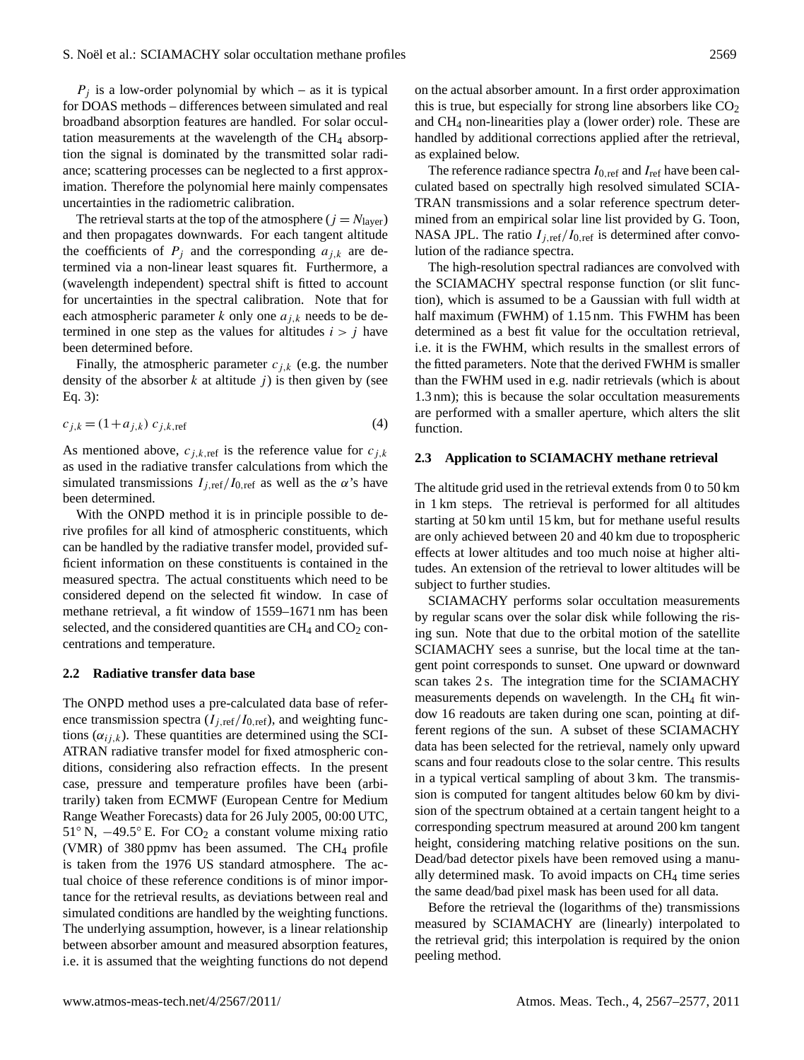$P_j$ is a low-order polynomial by which – as it is typical for DOAS methods – differences between simulated and real broadband absorption features are handled. For solar occultation measurements at the wavelength of the $CH_4$ absorption the signal is dominated by the transmitted solar radiance; scattering processes can be neglected to a first approximation. Therefore the polynomial here mainly compensates uncertainties in the radiometric calibration.

The retrieval starts at the top of the atmosphere ($j = N_{\text{layer}}$) and then propagates downwards. For each tangent altitude the coefficients of $P_j$ and the corresponding $a_{j,k}$ are determined via a non-linear least squares fit. Furthermore, a (wavelength independent) spectral shift is fitted to account for uncertainties in the spectral calibration. Note that for each atmospheric parameter $k$ only one $a_{j,k}$ needs to be determined in one step as the values for altitudes $i > j$ have been determined before.

Finally, the atmospheric parameter $c_{j,k}$ (e.g. the number density of the absorber $k$ at altitude $j$) is then given by (see Eq. 3):

$$c_{j,k} = (1 + a_{j,k})\, c_{j,k,\text{ref}} \tag{4}$$

As mentioned above, $c_{j,k,\text{ref}}$ is the reference value for $c_{j,k}$ as used in the radiative transfer calculations from which the simulated transmissions $I_{j,\text{ref}}/I_{0,\text{ref}}$ as well as the $\alpha$'s have been determined.

With the ONPD method it is in principle possible to derive profiles for all kind of atmospheric constituents, which can be handled by the radiative transfer model, provided sufficient information on these constituents is contained in the measured spectra. The actual constituents which need to be considered depend on the selected fit window. In case of methane retrieval, a fit window of 1559–1671 nm has been selected, and the considered quantities are $CH_4$ and $CO_2$ concentrations and temperature.

### 2.2 Radiative transfer data base

The ONPD method uses a pre-calculated data base of reference transmission spectra ($I_{j,\text{ref}}/I_{0,\text{ref}}$), and weighting functions ($\alpha_{ij,k}$). These quantities are determined using the SCIATRAN radiative transfer model for fixed atmospheric conditions, considering also refraction effects. In the present case, pressure and temperature profiles have been (arbitrarily) taken from ECMWF (European Centre for Medium Range Weather Forecasts) data for 26 July 2005, 00:00 UTC, 51° N, −49.5° E. For $CO_2$ a constant volume mixing ratio (VMR) of 380 ppmv has been assumed. The $CH_4$ profile is taken from the 1976 US standard atmosphere. The actual choice of these reference conditions is of minor importance for the retrieval results, as deviations between real and simulated conditions are handled by the weighting functions. The underlying assumption, however, is a linear relationship between absorber amount and measured absorption features, i.e. it is assumed that the weighting functions do not depend on the actual absorber amount. In a first order approximation this is true, but especially for strong line absorbers like $CO_2$ and $CH_4$ non-linearities play a (lower order) role. These are handled by additional corrections applied after the retrieval, as explained below.

The reference radiance spectra $I_{0,\text{ref}}$ and $I_{\text{ref}}$ have been calculated based on spectrally high resolved simulated SCIATRAN transmissions and a solar reference spectrum determined from an empirical solar line list provided by G. Toon, NASA JPL. The ratio $I_{j,\text{ref}}/I_{0,\text{ref}}$ is determined after convolution of the radiance spectra.

The high-resolution spectral radiances are convolved with the SCIAMACHY spectral response function (or slit function), which is assumed to be a Gaussian with full width at half maximum (FWHM) of 1.15 nm. This FWHM has been determined as a best fit value for the occultation retrieval, i.e. it is the FWHM, which results in the smallest errors of the fitted parameters. Note that the derived FWHM is smaller than the FWHM used in e.g. nadir retrievals (which is about 1.3 nm); this is because the solar occultation measurements are performed with a smaller aperture, which alters the slit function.

### 2.3 Application to SCIAMACHY methane retrieval

The altitude grid used in the retrieval extends from 0 to 50 km in 1 km steps. The retrieval is performed for all altitudes starting at 50 km until 15 km, but for methane useful results are only achieved between 20 and 40 km due to tropospheric effects at lower altitudes and too much noise at higher altitudes. An extension of the retrieval to lower altitudes will be subject to further studies.

SCIAMACHY performs solar occultation measurements by regular scans over the solar disk while following the rising sun. Note that due to the orbital motion of the satellite SCIAMACHY sees a sunrise, but the local time at the tangent point corresponds to sunset. One upward or downward scan takes 2 s. The integration time for the SCIAMACHY measurements depends on wavelength. In the $CH_4$ fit window 16 readouts are taken during one scan, pointing at different regions of the sun. A subset of these SCIAMACHY data has been selected for the retrieval, namely only upward scans and four readouts close to the solar centre. This results in a typical vertical sampling of about 3 km. The transmission is computed for tangent altitudes below 60 km by division of the spectrum obtained at a certain tangent height to a corresponding spectrum measured at around 200 km tangent height, considering matching relative positions on the sun. Dead/bad detector pixels have been removed using a manually determined mask. To avoid impacts on $CH_4$ time series the same dead/bad pixel mask has been used for all data.

Before the retrieval the (logarithms of the) transmissions measured by SCIAMACHY are (linearly) interpolated to the retrieval grid; this interpolation is required by the onion peeling method.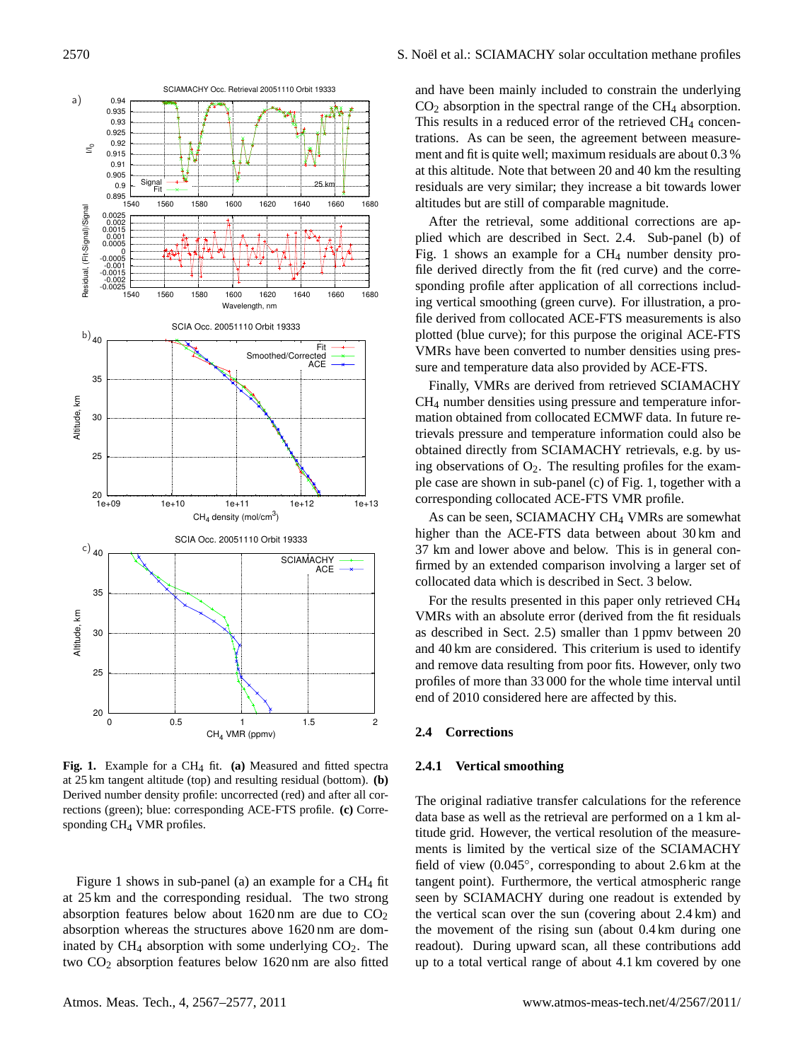**Fig. 1.** Example for a $CH_4$ fit. **(a)** Measured and fitted spectra at 25 km tangent altitude (top) and resulting residual (bottom). **(b)** Derived number density profile: uncorrected (red) and after all corrections (green); blue: corresponding ACE-FTS profile. **(c)** Corresponding $CH_4$ VMR profiles.

Figure 1 shows in sub-panel (a) an example for a $CH_4$ fit at 25 km and the corresponding residual. The two strong absorption features below about 1620 nm are due to $CO_2$ absorption whereas the structures above 1620 nm are dominated by $CH_4$ absorption with some underlying $CO_2$. The two $CO_2$ absorption features below 1620 nm are also fitted and have been mainly included to constrain the underlying $CO_2$ absorption in the spectral range of the $CH_4$ absorption. This results in a reduced error of the retrieved $CH_4$ concentrations. As can be seen, the agreement between measurement and fit is quite well; maximum residuals are about 0.3 % at this altitude. Note that between 20 and 40 km the resulting residuals are very similar; they increase a bit towards lower altitudes but are still of comparable magnitude.

After the retrieval, some additional corrections are applied which are described in Sect. 2.4. Sub-panel (b) of Fig. 1 shows an example for a $CH_4$ number density profile derived directly from the fit (red curve) and the corresponding profile after application of all corrections including vertical smoothing (green curve). For illustration, a profile derived from collocated ACE-FTS measurements is also plotted (blue curve); for this purpose the original ACE-FTS VMRs have been converted to number densities using pressure and temperature data also provided by ACE-FTS.

Finally, VMRs are derived from retrieved SCIAMACHY $CH_4$ number densities using pressure and temperature information obtained from collocated ECMWF data. In future retrievals pressure and temperature information could also be obtained directly from SCIAMACHY retrievals, e.g. by using observations of $O_2$. The resulting profiles for the example case are shown in sub-panel (c) of Fig. 1, together with a corresponding collocated ACE-FTS VMR profile.

As can be seen, SCIAMACHY $CH_4$ VMRs are somewhat higher than the ACE-FTS data between about 30 km and 37 km and lower above and below. This is in general confirmed by an extended comparison involving a larger set of collocated data which is described in Sect. 3 below.

For the results presented in this paper only retrieved $CH_4$ VMRs with an absolute error (derived from the fit residuals as described in Sect. 2.5) smaller than 1 ppmv between 20 and 40 km are considered. This criterium is used to identify and remove data resulting from poor fits. However, only two profiles of more than 33 000 for the whole time interval until end of 2010 considered here are affected by this.

## 2.4 Corrections

### 2.4.1 Vertical smoothing

The original radiative transfer calculations for the reference data base as well as the retrieval are performed on a 1 km altitude grid. However, the vertical resolution of the measurements is limited by the vertical size of the SCIAMACHY field of view (0.045°, corresponding to about 2.6 km at the tangent point). Furthermore, the vertical atmospheric range seen by SCIAMACHY during one readout is extended by the vertical scan over the sun (covering about 2.4 km) and the movement of the rising sun (about 0.4 km during one readout). During upward scan, all these contributions add up to a total vertical range of about 4.1 km covered by one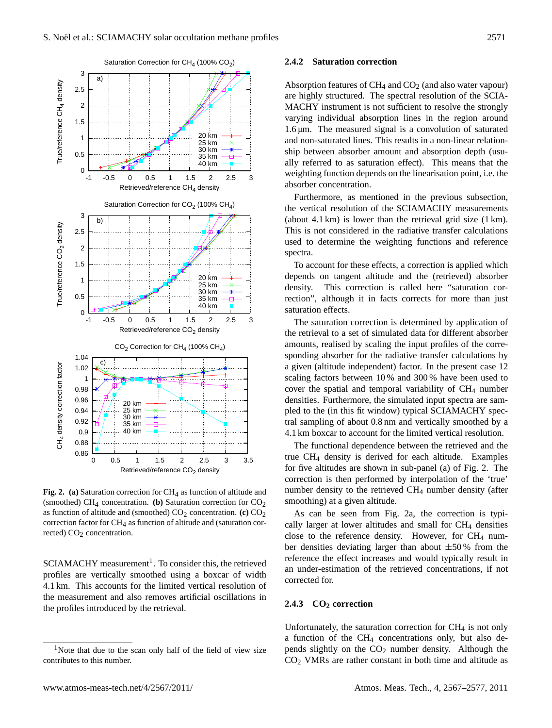**Fig. 2. (a)** Saturation correction for $CH_4$ as function of altitude and (smoothed) $CH_4$ concentration. **(b)** Saturation correction for $CO_2$ as function of altitude and (smoothed) $CO_2$ concentration. **(c)** $CO_2$ correction factor for $CH_4$ as function of altitude and (saturation corrected) $CO_2$ concentration.

SCIAMACHY measurement[1]. To consider this, the retrieved profiles are vertically smoothed using a boxcar of width 4.1 km. This accounts for the limited vertical resolution of the measurement and also removes artificial oscillations in the profiles introduced by the retrieval.

[1]Note that due to the scan only half of the field of view size contributes to this number.

#### 2.4.2 Saturation correction

Absorption features of $CH_4$ and $CO_2$ (and also water vapour) are highly structured. The spectral resolution of the SCIAMACHY instrument is not sufficient to resolve the strongly varying individual absorption lines in the region around 1.6 µm. The measured signal is a convolution of saturated and non-saturated lines. This results in a non-linear relationship between absorber amount and absorption depth (usually referred to as saturation effect). This means that the weighting function depends on the linearisation point, i.e. the absorber concentration.

Furthermore, as mentioned in the previous subsection, the vertical resolution of the SCIAMACHY measurements (about 4.1 km) is lower than the retrieval grid size (1 km). This is not considered in the radiative transfer calculations used to determine the weighting functions and reference spectra.

To account for these effects, a correction is applied which depends on tangent altitude and the (retrieved) absorber density. This correction is called here "saturation correction", although it in facts corrects for more than just saturation effects.

The saturation correction is determined by application of the retrieval to a set of simulated data for different absorber amounts, realised by scaling the input profiles of the corresponding absorber for the radiative transfer calculations by a given (altitude independent) factor. In the present case 12 scaling factors between 10 % and 300 % have been used to cover the spatial and temporal variability of $CH_4$ number densities. Furthermore, the simulated input spectra are sampled to the (in this fit window) typical SCIAMACHY spectral sampling of about 0.8 nm and vertically smoothed by a 4.1 km boxcar to account for the limited vertical resolution.

The functional dependence between the retrieved and the true $CH_4$ density is derived for each altitude. Examples for five altitudes are shown in sub-panel (a) of Fig. 2. The correction is then performed by interpolation of the 'true' number density to the retrieved $CH_4$ number density (after smoothing) at a given altitude.

As can be seen from Fig. 2a, the correction is typically larger at lower altitudes and small for $CH_4$ densities close to the reference density. However, for $CH_4$ number densities deviating larger than about ±50 % from the reference the effect increases and would typically result in an under-estimation of the retrieved concentrations, if not corrected for.

#### 2.4.3 $CO_2$ correction

Unfortunately, the saturation correction for $CH_4$ is not only a function of the $CH_4$ concentrations only, but also depends slightly on the $CO_2$ number density. Although the $CO_2$ VMRs are rather constant in both time and altitude as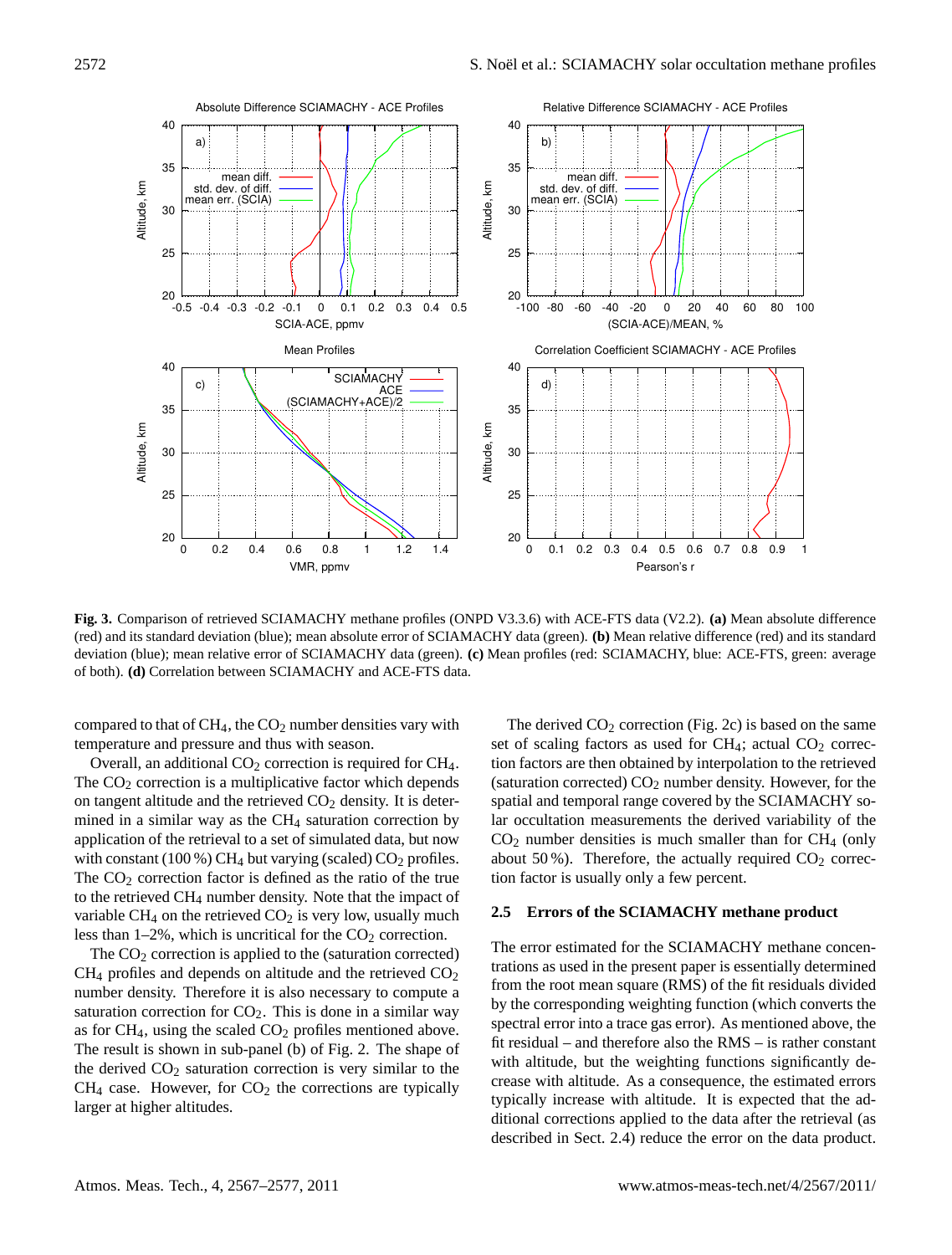**Fig. 3.** Comparison of retrieved SCIAMACHY methane profiles (ONPD V3.3.6) with ACE-FTS data (V2.2). **(a)** Mean absolute difference (red) and its standard deviation (blue); mean absolute error of SCIAMACHY data (green). **(b)** Mean relative difference (red) and its standard deviation (blue); mean relative error of SCIAMACHY data (green). **(c)** Mean profiles (red: SCIAMACHY, blue: ACE-FTS, green: average of both). **(d)** Correlation between SCIAMACHY and ACE-FTS data.

compared to that of $CH_4$, the $CO_2$ number densities vary with temperature and pressure and thus with season.

Overall, an additional $CO_2$ correction is required for $CH_4$. The $CO_2$ correction is a multiplicative factor which depends on tangent altitude and the retrieved $CO_2$ density. It is determined in a similar way as the $CH_4$ saturation correction by application of the retrieval to a set of simulated data, but now with constant (100 %) $CH_4$ but varying (scaled) $CO_2$ profiles. The $CO_2$ correction factor is defined as the ratio of the true to the retrieved $CH_4$ number density. Note that the impact of variable $CH_4$ on the retrieved $CO_2$ is very low, usually much less than 1–2%, which is uncritical for the $CO_2$ correction.

The $CO_2$ correction is applied to the (saturation corrected) $CH_4$ profiles and depends on altitude and the retrieved $CO_2$ number density. Therefore it is also necessary to compute a saturation correction for $CO_2$. This is done in a similar way as for $CH_4$, using the scaled $CO_2$ profiles mentioned above. The result is shown in sub-panel (b) of Fig. 2. The shape of the derived $CO_2$ saturation correction is very similar to the $CH_4$ case. However, for $CO_2$ the corrections are typically larger at higher altitudes.

The derived $CO_2$ correction (Fig. 2c) is based on the same set of scaling factors as used for $CH_4$; actual $CO_2$ correction factors are then obtained by interpolation to the retrieved (saturation corrected) $CO_2$ number density. However, for the spatial and temporal range covered by the SCIAMACHY solar occultation measurements the derived variability of the $CO_2$ number densities is much smaller than for $CH_4$ (only about 50 %). Therefore, the actually required $CO_2$ correction factor is usually only a few percent.

### 2.5 Errors of the SCIAMACHY methane product

The error estimated for the SCIAMACHY methane concentrations as used in the present paper is essentially determined from the root mean square (RMS) of the fit residuals divided by the corresponding weighting function (which converts the spectral error into a trace gas error). As mentioned above, the fit residual – and therefore also the RMS – is rather constant with altitude, but the weighting functions significantly decrease with altitude. As a consequence, the estimated errors typically increase with altitude. It is expected that the additional corrections applied to the data after the retrieval (as described in Sect. 2.4) reduce the error on the data product.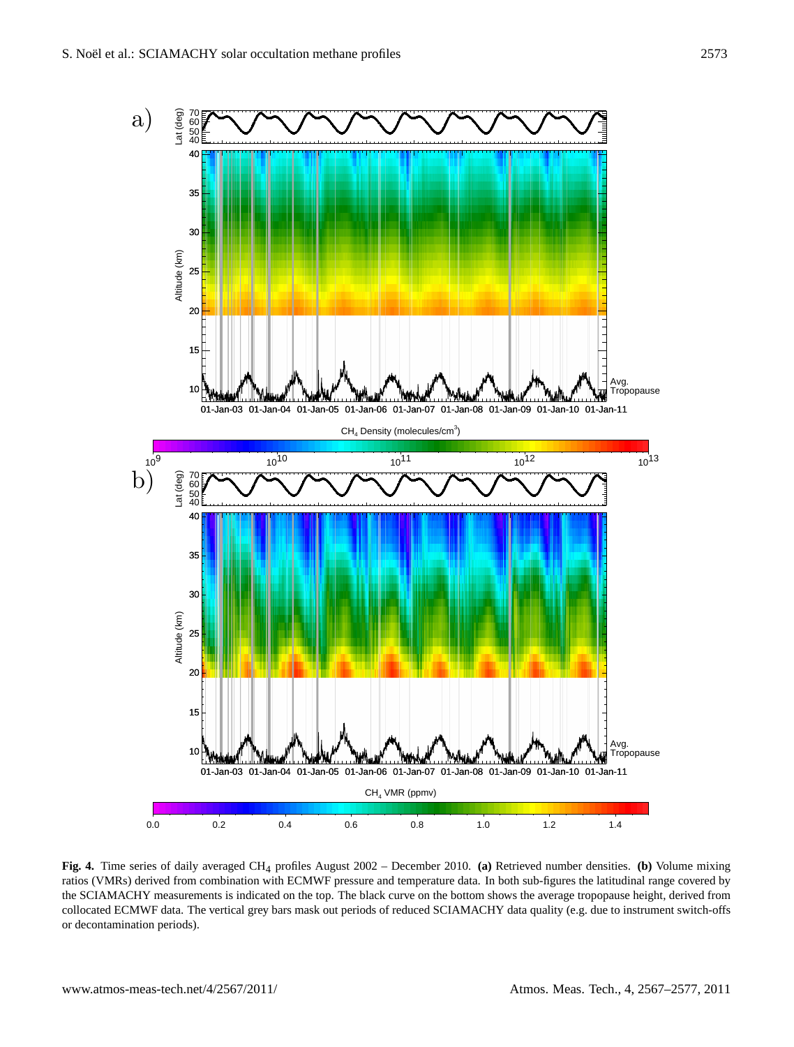**Fig. 4.** Time series of daily averaged $CH_4$ profiles August 2002 – December 2010. **(a)** Retrieved number densities. **(b)** Volume mixing ratios (VMRs) derived from combination with ECMWF pressure and temperature data. In both sub-figures the latitudinal range covered by the SCIAMACHY measurements is indicated on the top. The black curve on the bottom shows the average tropopause height, derived from collocated ECMWF data. The vertical grey bars mask out periods of reduced SCIAMACHY data quality (e.g. due to instrument switch-offs or decontamination periods).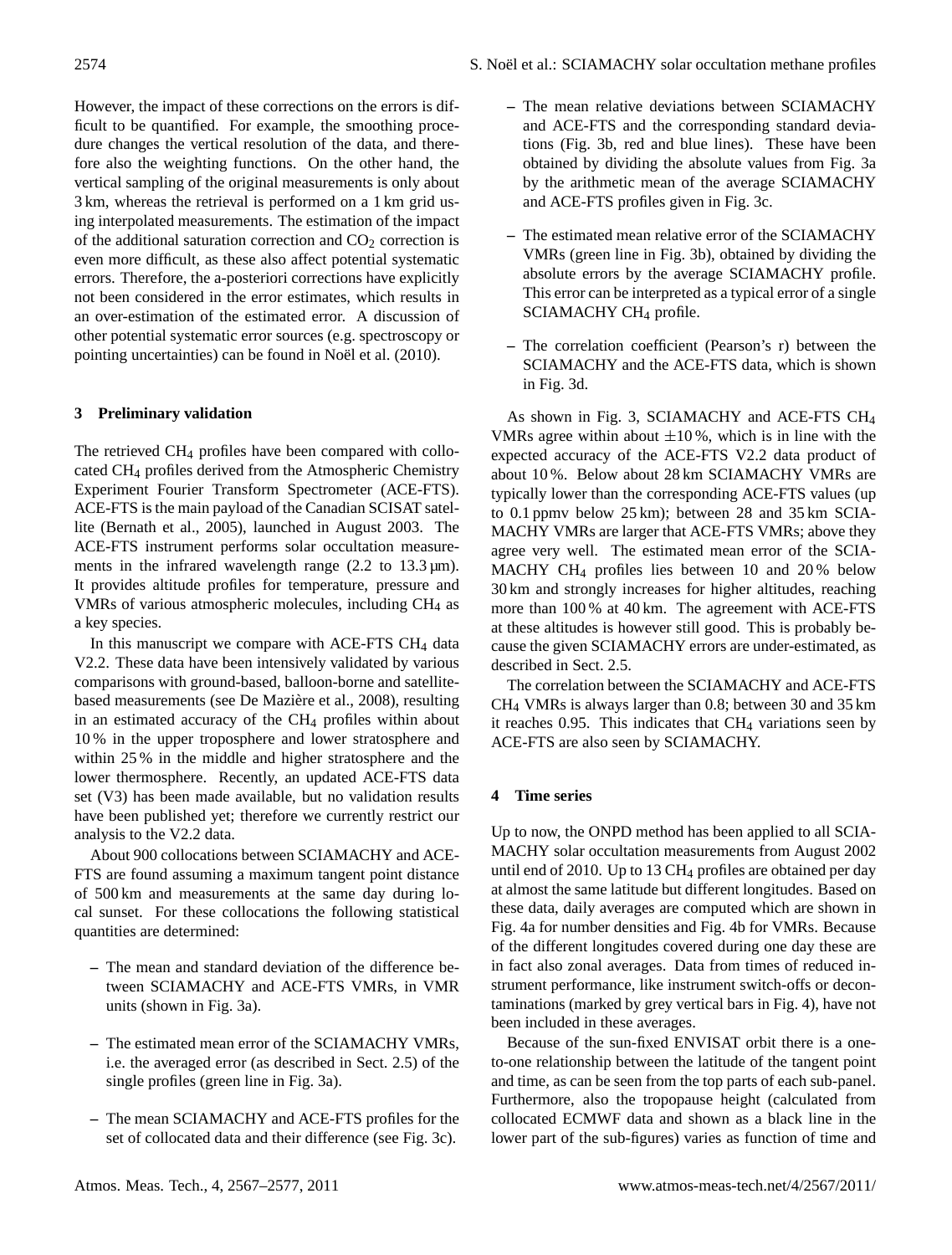However, the impact of these corrections on the errors is difficult to be quantified. For example, the smoothing procedure changes the vertical resolution of the data, and therefore also the weighting functions. On the other hand, the vertical sampling of the original measurements is only about 3 km, whereas the retrieval is performed on a 1 km grid using interpolated measurements. The estimation of the impact of the additional saturation correction and $CO_2$ correction is even more difficult, as these also affect potential systematic errors. Therefore, the a-posteriori corrections have explicitly not been considered in the error estimates, which results in an over-estimation of the estimated error. A discussion of other potential systematic error sources (e.g. spectroscopy or pointing uncertainties) can be found in Noël et al. (2010).

## 3 Preliminary validation

The retrieved $CH_4$ profiles have been compared with collocated $CH_4$ profiles derived from the Atmospheric Chemistry Experiment Fourier Transform Spectrometer (ACE-FTS). ACE-FTS is the main payload of the Canadian SCISAT satellite (Bernath et al., 2005), launched in August 2003. The ACE-FTS instrument performs solar occultation measurements in the infrared wavelength range (2.2 to 13.3 µm). It provides altitude profiles for temperature, pressure and VMRs of various atmospheric molecules, including $CH_4$ as a key species.

In this manuscript we compare with ACE-FTS $CH_4$ data V2.2. These data have been intensively validated by various comparisons with ground-based, balloon-borne and satellite-based measurements (see De Mazière et al., 2008), resulting in an estimated accuracy of the $CH_4$ profiles within about 10 % in the upper troposphere and lower stratosphere and within 25 % in the middle and higher stratosphere and the lower thermosphere. Recently, an updated ACE-FTS data set (V3) has been made available, but no validation results have been published yet; therefore we currently restrict our analysis to the V2.2 data.

About 900 collocations between SCIAMACHY and ACE-FTS are found assuming a maximum tangent point distance of 500 km and measurements at the same day during local sunset. For these collocations the following statistical quantities are determined:

- The mean and standard deviation of the difference between SCIAMACHY and ACE-FTS VMRs, in VMR units (shown in Fig. 3a).
- The estimated mean error of the SCIAMACHY VMRs, i.e. the averaged error (as described in Sect. 2.5) of the single profiles (green line in Fig. 3a).
- The mean SCIAMACHY and ACE-FTS profiles for the set of collocated data and their difference (see Fig. 3c).
- The mean relative deviations between SCIAMACHY and ACE-FTS and the corresponding standard deviations (Fig. 3b, red and blue lines). These have been obtained by dividing the absolute values from Fig. 3a by the arithmetic mean of the average SCIAMACHY and ACE-FTS profiles given in Fig. 3c.
- The estimated mean relative error of the SCIAMACHY VMRs (green line in Fig. 3b), obtained by dividing the absolute errors by the average SCIAMACHY profile. This error can be interpreted as a typical error of a single SCIAMACHY $CH_4$ profile.
- The correlation coefficient (Pearson's r) between the SCIAMACHY and the ACE-FTS data, which is shown in Fig. 3d.

As shown in Fig. 3, SCIAMACHY and ACE-FTS $CH_4$ VMRs agree within about $\pm 10$ %, which is in line with the expected accuracy of the ACE-FTS V2.2 data product of about 10 %. Below about 28 km SCIAMACHY VMRs are typically lower than the corresponding ACE-FTS values (up to 0.1 ppmv below 25 km); between 28 and 35 km SCIAMACHY VMRs are larger that ACE-FTS VMRs; above they agree very well. The estimated mean error of the SCIAMACHY $CH_4$ profiles lies between 10 and 20 % below 30 km and strongly increases for higher altitudes, reaching more than 100 % at 40 km. The agreement with ACE-FTS at these altitudes is however still good. This is probably because the given SCIAMACHY errors are under-estimated, as described in Sect. 2.5.

The correlation between the SCIAMACHY and ACE-FTS $CH_4$ VMRs is always larger than 0.8; between 30 and 35 km it reaches 0.95. This indicates that $CH_4$ variations seen by ACE-FTS are also seen by SCIAMACHY.

## 4 Time series

Up to now, the ONPD method has been applied to all SCIAMACHY solar occultation measurements from August 2002 until end of 2010. Up to 13 $CH_4$ profiles are obtained per day at almost the same latitude but different longitudes. Based on these data, daily averages are computed which are shown in Fig. 4a for number densities and Fig. 4b for VMRs. Because of the different longitudes covered during one day these are in fact also zonal averages. Data from times of reduced instrument performance, like instrument switch-offs or decontaminations (marked by grey vertical bars in Fig. 4), have not been included in these averages.

Because of the sun-fixed ENVISAT orbit there is a one-to-one relationship between the latitude of the tangent point and time, as can be seen from the top parts of each sub-panel. Furthermore, also the tropopause height (calculated from collocated ECMWF data and shown as a black line in the lower part of the sub-figures) varies as function of time and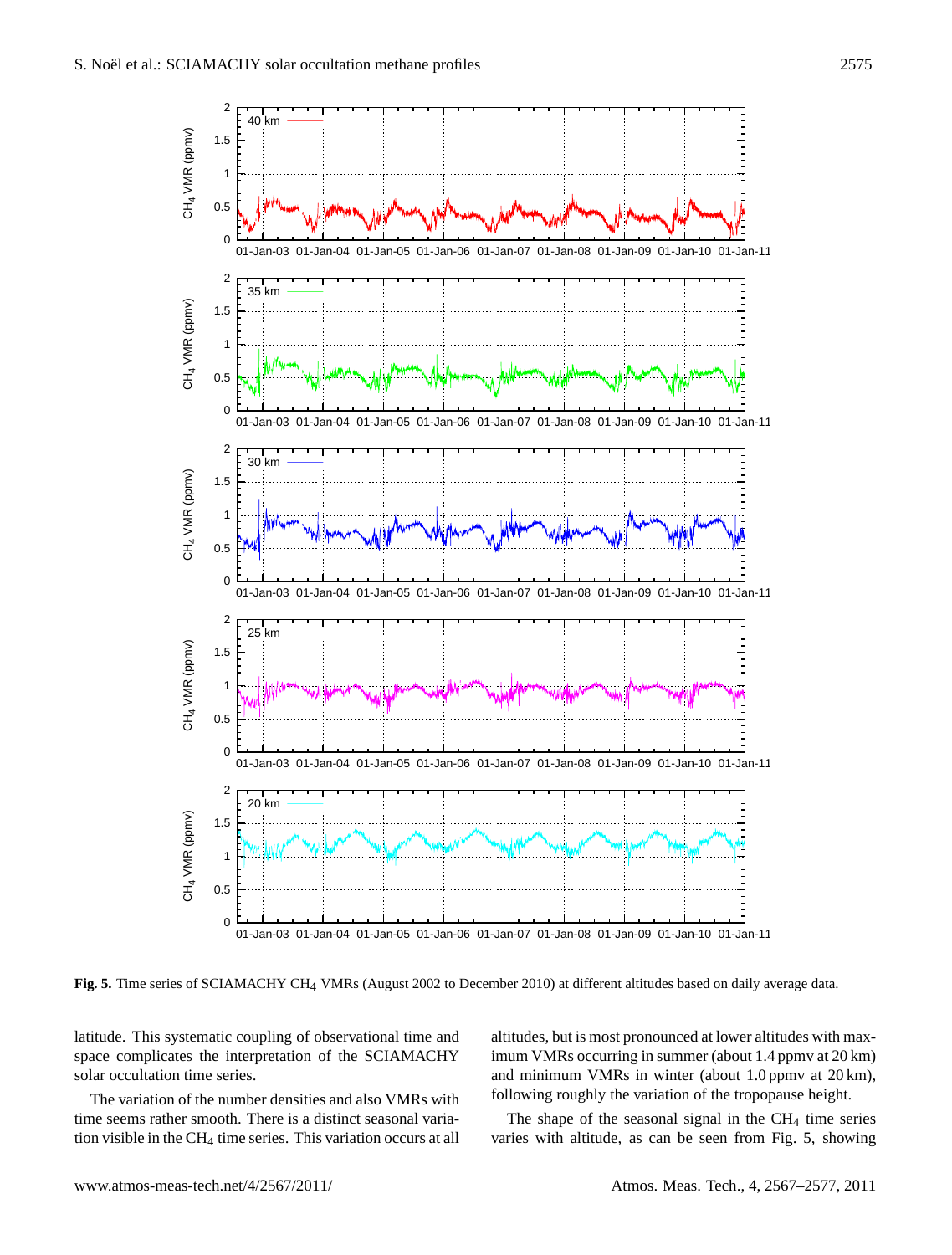Fig. 5. Time series of SCIAMACHY $CH_4$ VMRs (August 2002 to December 2010) at different altitudes based on daily average data.

latitude. This systematic coupling of observational time and space complicates the interpretation of the SCIAMACHY solar occultation time series.

The variation of the number densities and also VMRs with time seems rather smooth. There is a distinct seasonal variation visible in the $CH_4$ time series. This variation occurs at all altitudes, but is most pronounced at lower altitudes with maximum VMRs occurring in summer (about 1.4 ppmv at 20 km) and minimum VMRs in winter (about 1.0 ppmv at 20 km), following roughly the variation of the tropopause height.

The shape of the seasonal signal in the $CH_4$ time series varies with altitude, as can be seen from Fig. 5, showing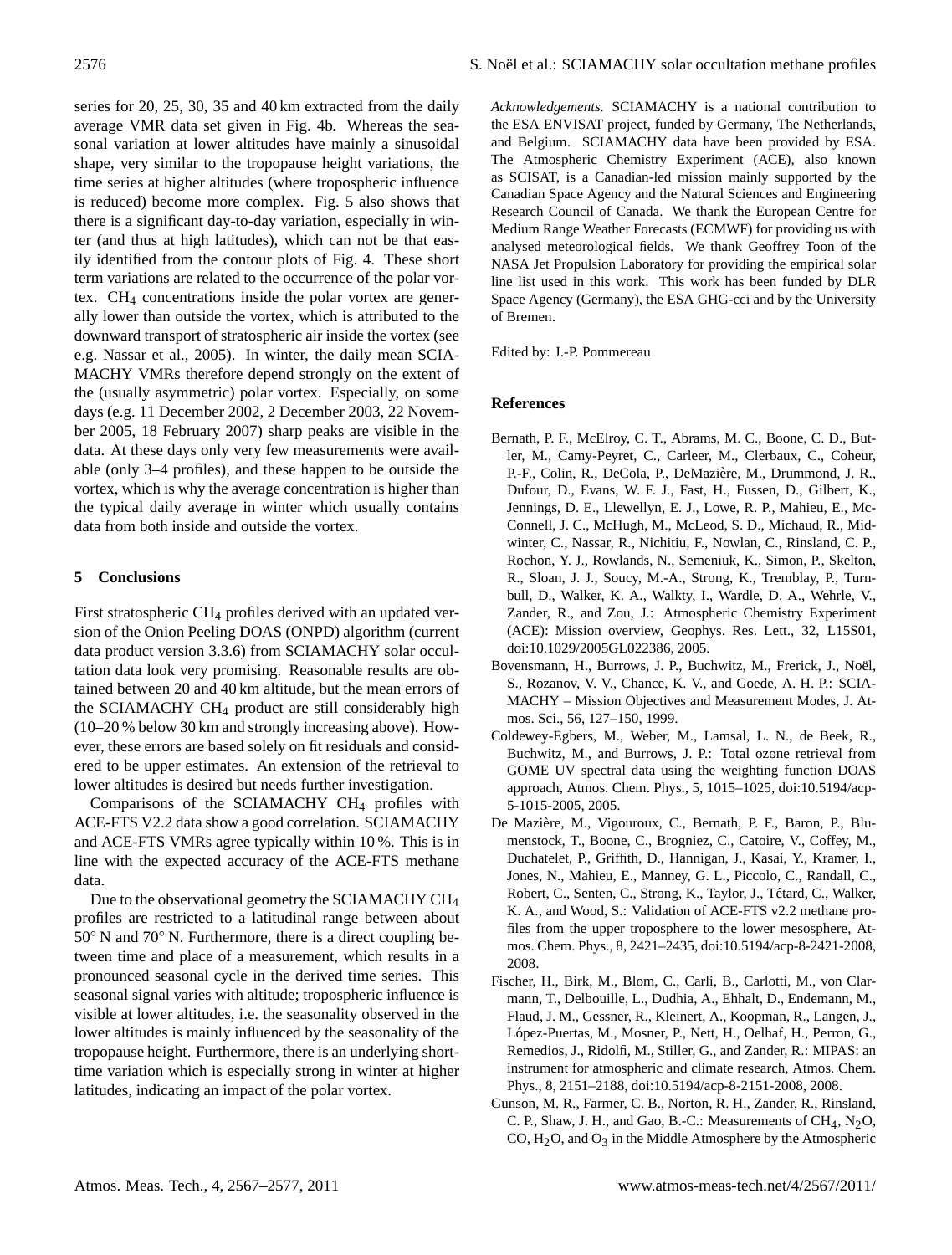series for 20, 25, 30, 35 and 40 km extracted from the daily average VMR data set given in Fig. 4b. Whereas the seasonal variation at lower altitudes have mainly a sinusoidal shape, very similar to the tropopause height variations, the time series at higher altitudes (where tropospheric influence is reduced) become more complex. Fig. 5 also shows that there is a significant day-to-day variation, especially in winter (and thus at high latitudes), which can not be that easily identified from the contour plots of Fig. 4. These short term variations are related to the occurrence of the polar vortex. $CH_4$ concentrations inside the polar vortex are generally lower than outside the vortex, which is attributed to the downward transport of stratospheric air inside the vortex (see e.g. Nassar et al., 2005). In winter, the daily mean SCIAMACHY VMRs therefore depend strongly on the extent of the (usually asymmetric) polar vortex. Especially, on some days (e.g. 11 December 2002, 2 December 2003, 22 November 2005, 18 February 2007) sharp peaks are visible in the data. At these days only very few measurements were available (only 3–4 profiles), and these happen to be outside the vortex, which is why the average concentration is higher than the typical daily average in winter which usually contains data from both inside and outside the vortex.

## 5 Conclusions

First stratospheric $CH_4$ profiles derived with an updated version of the Onion Peeling DOAS (ONPD) algorithm (current data product version 3.3.6) from SCIAMACHY solar occultation data look very promising. Reasonable results are obtained between 20 and 40 km altitude, but the mean errors of the SCIAMACHY $CH_4$ product are still considerably high (10–20 % below 30 km and strongly increasing above). However, these errors are based solely on fit residuals and considered to be upper estimates. An extension of the retrieval to lower altitudes is desired but needs further investigation.

Comparisons of the SCIAMACHY $CH_4$ profiles with ACE-FTS V2.2 data show a good correlation. SCIAMACHY and ACE-FTS VMRs agree typically within 10 %. This is in line with the expected accuracy of the ACE-FTS methane data.

Due to the observational geometry the SCIAMACHY $CH_4$ profiles are restricted to a latitudinal range between about 50° N and 70° N. Furthermore, there is a direct coupling between time and place of a measurement, which results in a pronounced seasonal cycle in the derived time series. This seasonal signal varies with altitude; tropospheric influence is visible at lower altitudes, i.e. the seasonality observed in the lower altitudes is mainly influenced by the seasonality of the tropopause height. Furthermore, there is an underlying short-time variation which is especially strong in winter at higher latitudes, indicating an impact of the polar vortex.

*Acknowledgements.* SCIAMACHY is a national contribution to the ESA ENVISAT project, funded by Germany, The Netherlands, and Belgium. SCIAMACHY data have been provided by ESA. The Atmospheric Chemistry Experiment (ACE), also known as SCISAT, is a Canadian-led mission mainly supported by the Canadian Space Agency and the Natural Sciences and Engineering Research Council of Canada. We thank the European Centre for Medium Range Weather Forecasts (ECMWF) for providing us with analysed meteorological fields. We thank Geoffrey Toon of the NASA Jet Propulsion Laboratory for providing the empirical solar line list used in this work. This work has been funded by DLR Space Agency (Germany), the ESA GHG-cci and by the University of Bremen.

Edited by: J.-P. Pommereau

## References

Bernath, P. F., McElroy, C. T., Abrams, M. C., Boone, C. D., Butler, M., Camy-Peyret, C., Carleer, M., Clerbaux, C., Coheur, P.-F., Colin, R., DeCola, P., DeMazière, M., Drummond, J. R., Dufour, D., Evans, W. F. J., Fast, H., Fussen, D., Gilbert, K., Jennings, D. E., Llewellyn, E. J., Lowe, R. P., Mahieu, E., McConnell, J. C., McHugh, M., McLeod, S. D., Michaud, R., Midwinter, C., Nassar, R., Nichitiu, F., Nowlan, C., Rinsland, C. P., Rochon, Y. J., Rowlands, N., Semeniuk, K., Simon, P., Skelton, R., Sloan, J. J., Soucy, M.-A., Strong, K., Tremblay, P., Turnbull, D., Walker, K. A., Walkty, I., Wardle, D. A., Wehrle, V., Zander, R., and Zou, J.: Atmospheric Chemistry Experiment (ACE): Mission overview, Geophys. Res. Lett., 32, L15S01, doi:10.1029/2005GL022386, 2005.

Bovensmann, H., Burrows, J. P., Buchwitz, M., Frerick, J., Noël, S., Rozanov, V. V., Chance, K. V., and Goede, A. H. P.: SCIAMACHY – Mission Objectives and Measurement Modes, J. Atmos. Sci., 56, 127–150, 1999.

Coldewey-Egbers, M., Weber, M., Lamsal, L. N., de Beek, R., Buchwitz, M., and Burrows, J. P.: Total ozone retrieval from GOME UV spectral data using the weighting function DOAS approach, Atmos. Chem. Phys., 5, 1015–1025, doi:10.5194/acp-5-1015-2005, 2005.

De Mazière, M., Vigouroux, C., Bernath, P. F., Baron, P., Blumenstock, T., Boone, C., Brogniez, C., Catoire, V., Coffey, M., Duchatelet, P., Griffith, D., Hannigan, J., Kasai, Y., Kramer, I., Jones, N., Mahieu, E., Manney, G. L., Piccolo, C., Randall, C., Robert, C., Senten, C., Strong, K., Taylor, J., Tétard, C., Walker, K. A., and Wood, S.: Validation of ACE-FTS v2.2 methane profiles from the upper troposphere to the lower mesosphere, Atmos. Chem. Phys., 8, 2421–2435, doi:10.5194/acp-8-2421-2008, 2008.

Fischer, H., Birk, M., Blom, C., Carli, B., Carlotti, M., von Clarmann, T., Delbouille, L., Dudhia, A., Ehhalt, D., Endemann, M., Flaud, J. M., Gessner, R., Kleinert, A., Koopman, R., Langen, J., López-Puertas, M., Mosner, P., Nett, H., Oelhaf, H., Perron, G., Remedios, J., Ridolfi, M., Stiller, G., and Zander, R.: MIPAS: an instrument for atmospheric and climate research, Atmos. Chem. Phys., 8, 2151–2188, doi:10.5194/acp-8-2151-2008, 2008.

Gunson, M. R., Farmer, C. B., Norton, R. H., Zander, R., Rinsland, C. P., Shaw, J. H., and Gao, B.-C.: Measurements of $CH_4$, $N_2O$, CO, $H_2O$, and $O_3$ in the Middle Atmosphere by the Atmospheric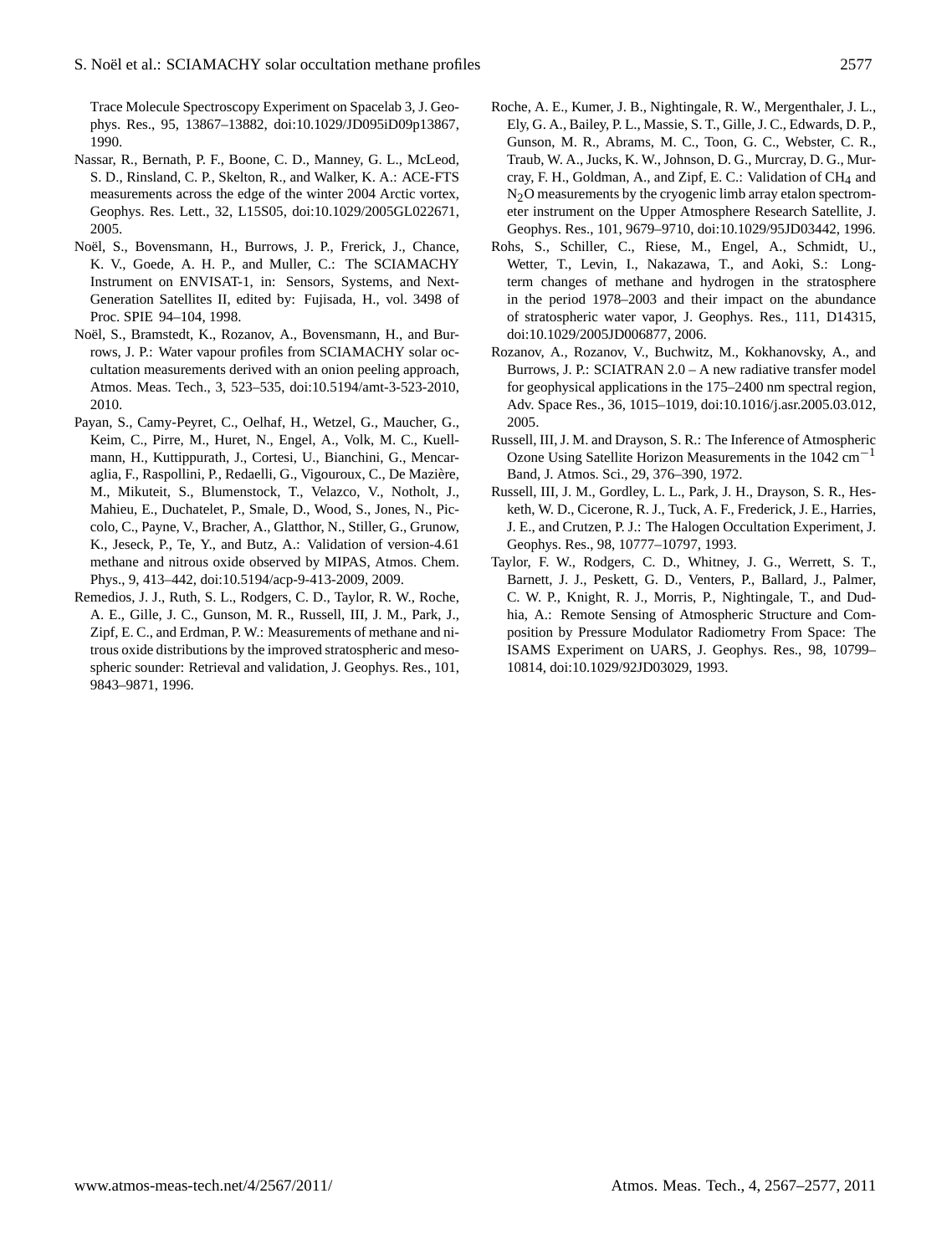Trace Molecule Spectroscopy Experiment on Spacelab 3, J. Geophys. Res., 95, 13867–13882, doi:10.1029/JD095iD09p13867, 1990.

Nassar, R., Bernath, P. F., Boone, C. D., Manney, G. L., McLeod, S. D., Rinsland, C. P., Skelton, R., and Walker, K. A.: ACE-FTS measurements across the edge of the winter 2004 Arctic vortex, Geophys. Res. Lett., 32, L15S05, doi:10.1029/2005GL022671, 2005.

Noël, S., Bovensmann, H., Burrows, J. P., Frerick, J., Chance, K. V., Goede, A. H. P., and Muller, C.: The SCIAMACHY Instrument on ENVISAT-1, in: Sensors, Systems, and Next-Generation Satellites II, edited by: Fujisada, H., vol. 3498 of Proc. SPIE 94–104, 1998.

Noël, S., Bramstedt, K., Rozanov, A., Bovensmann, H., and Burrows, J. P.: Water vapour profiles from SCIAMACHY solar occultation measurements derived with an onion peeling approach, Atmos. Meas. Tech., 3, 523–535, doi:10.5194/amt-3-523-2010, 2010.

Payan, S., Camy-Peyret, C., Oelhaf, H., Wetzel, G., Maucher, G., Keim, C., Pirre, M., Huret, N., Engel, A., Volk, M. C., Kuellmann, H., Kuttippurath, J., Cortesi, U., Bianchini, G., Mencaraglia, F., Raspollini, P., Redaelli, G., Vigouroux, C., De Mazière, M., Mikuteit, S., Blumenstock, T., Velazco, V., Notholt, J., Mahieu, E., Duchatelet, P., Smale, D., Wood, S., Jones, N., Piccolo, C., Payne, V., Bracher, A., Glatthor, N., Stiller, G., Grunow, K., Jeseck, P., Te, Y., and Butz, A.: Validation of version-4.61 methane and nitrous oxide observed by MIPAS, Atmos. Chem. Phys., 9, 413–442, doi:10.5194/acp-9-413-2009, 2009.

Remedios, J. J., Ruth, S. L., Rodgers, C. D., Taylor, R. W., Roche, A. E., Gille, J. C., Gunson, M. R., Russell, III, J. M., Park, J., Zipf, E. C., and Erdman, P. W.: Measurements of methane and nitrous oxide distributions by the improved stratospheric and mesospheric sounder: Retrieval and validation, J. Geophys. Res., 101, 9843–9871, 1996.

Roche, A. E., Kumer, J. B., Nightingale, R. W., Mergenthaler, J. L., Ely, G. A., Bailey, P. L., Massie, S. T., Gille, J. C., Edwards, D. P., Gunson, M. R., Abrams, M. C., Toon, G. C., Webster, C. R., Traub, W. A., Jucks, K. W., Johnson, D. G., Murcray, D. G., Murcray, F. H., Goldman, A., and Zipf, E. C.: Validation of $CH_4$ and $N_2O$ measurements by the cryogenic limb array etalon spectrometer instrument on the Upper Atmosphere Research Satellite, J. Geophys. Res., 101, 9679–9710, doi:10.1029/95JD03442, 1996.

Rohs, S., Schiller, C., Riese, M., Engel, A., Schmidt, U., Wetter, T., Levin, I., Nakazawa, T., and Aoki, S.: Long-term changes of methane and hydrogen in the stratosphere in the period 1978–2003 and their impact on the abundance of stratospheric water vapor, J. Geophys. Res., 111, D14315, doi:10.1029/2005JD006877, 2006.

Rozanov, A., Rozanov, V., Buchwitz, M., Kokhanovsky, A., and Burrows, J. P.: SCIATRAN 2.0 – A new radiative transfer model for geophysical applications in the 175–2400 nm spectral region, Adv. Space Res., 36, 1015–1019, doi:10.1016/j.asr.2005.03.012, 2005.

Russell, III, J. M. and Drayson, S. R.: The Inference of Atmospheric Ozone Using Satellite Horizon Measurements in the 1042 $cm^{-1}$ Band, J. Atmos. Sci., 29, 376–390, 1972.

Russell, III, J. M., Gordley, L. L., Park, J. H., Drayson, S. R., Hesketh, W. D., Cicerone, R. J., Tuck, A. F., Frederick, J. E., Harries, J. E., and Crutzen, P. J.: The Halogen Occultation Experiment, J. Geophys. Res., 98, 10777–10797, 1993.

Taylor, F. W., Rodgers, C. D., Whitney, J. G., Werrett, S. T., Barnett, J. J., Peskett, G. D., Venters, P., Ballard, J., Palmer, C. W. P., Knight, R. J., Morris, P., Nightingale, T., and Dudhia, A.: Remote Sensing of Atmospheric Structure and Composition by Pressure Modulator Radiometry From Space: The ISAMS Experiment on UARS, J. Geophys. Res., 98, 10799–10814, doi:10.1029/92JD03029, 1993.